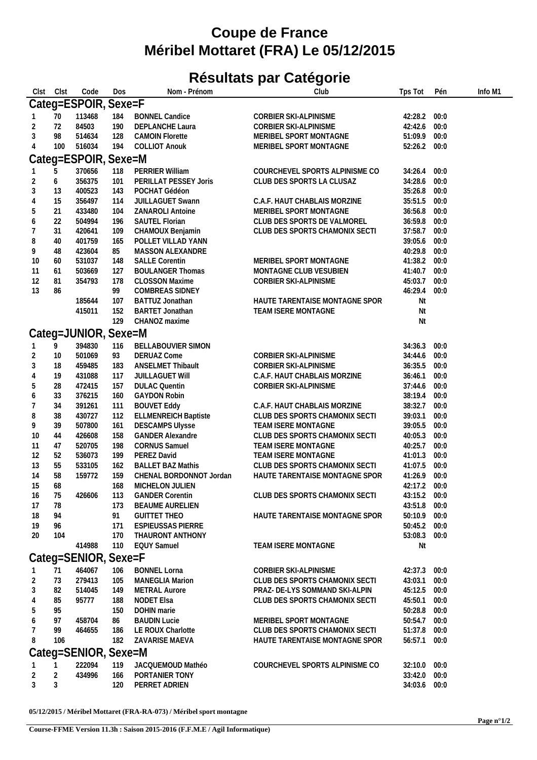# Coupe de France
# Méribel Mottaret (FRA) Le 05/12/2015

## Résultats par Catégorie

| Clst | Clst | Code | Dos | Nom - Prénom | Club | Tps Tot | Pén | Info M1 |
|---|---|---|---|---|---|---|---|---|
| **Categ=ESPOIR, Sexe=F** | | | | | | | | |
| 1 | 70 | 113468 | 184 | BONNEL Candice | CORBIER SKI-ALPINISME | 42:28.2 | 00:0 | |
| 2 | 72 | 84503 | 190 | DEPLANCHE Laura | CORBIER SKI-ALPINISME | 42:42.6 | 00:0 | |
| 3 | 98 | 514634 | 128 | CAMOIN Florette | MERIBEL SPORT MONTAGNE | 51:09.9 | 00:0 | |
| 4 | 100 | 516034 | 194 | COLLIOT Anouk | MERIBEL SPORT MONTAGNE | 52:26.2 | 00:0 | |
| **Categ=ESPOIR, Sexe=M** | | | | | | | | |
| 1 | 5 | 370656 | 118 | PERRIER William | COURCHEVEL SPORTS ALPINISME CO | 34:26.4 | 00:0 | |
| 2 | 6 | 356375 | 101 | PERILLAT PESSEY Joris | CLUB DES SPORTS LA CLUSAZ | 34:28.6 | 00:0 | |
| 3 | 13 | 400523 | 143 | POCHAT Gédéon | | 35:26.8 | 00:0 | |
| 4 | 15 | 356497 | 114 | JUILLAGUET Swann | C.A.F. HAUT CHABLAIS MORZINE | 35:51.5 | 00:0 | |
| 5 | 21 | 433480 | 104 | ZANAROLI Antoine | MERIBEL SPORT MONTAGNE | 36:56.8 | 00:0 | |
| 6 | 22 | 504994 | 196 | SAUTEL Florian | CLUB DES SPORTS DE VALMOREL | 36:59.8 | 00:0 | |
| 7 | 31 | 420641 | 109 | CHAMOUX Benjamin | CLUB DES SPORTS CHAMONIX SECTI | 37:58.7 | 00:0 | |
| 8 | 40 | 401759 | 165 | POLLET VILLAD YANN | | 39:05.6 | 00:0 | |
| 9 | 48 | 423604 | 85 | MASSON ALEXANDRE | | 40:29.8 | 00:0 | |
| 10 | 60 | 531037 | 148 | SALLE Corentin | MERIBEL SPORT MONTAGNE | 41:38.2 | 00:0 | |
| 11 | 61 | 503669 | 127 | BOULANGER Thomas | MONTAGNE CLUB VESUBIEN | 41:40.7 | 00:0 | |
| 12 | 81 | 354793 | 178 | CLOSSON Maxime | CORBIER SKI-ALPINISME | 45:03.7 | 00:0 | |
| 13 | 86 | | 99 | COMBREAS SIDNEY | | 46:29.4 | 00:0 | |
| | | 185644 | 107 | BATTUZ Jonathan | HAUTE TARENTAISE MONTAGNE SPOR | Nt | | |
| | | 415011 | 152 | BARTET Jonathan | TEAM ISERE MONTAGNE | Nt | | |
| | | | 129 | CHANOZ maxime | | Nt | | |
| **Categ=JUNIOR, Sexe=M** | | | | | | | | |
| 1 | 9 | 394830 | 116 | BELLABOUVIER SIMON | | 34:36.3 | 00:0 | |
| 2 | 10 | 501069 | 93 | DERUAZ Come | CORBIER SKI-ALPINISME | 34:44.6 | 00:0 | |
| 3 | 18 | 459485 | 183 | ANSELMET Thibault | CORBIER SKI-ALPINISME | 36:35.5 | 00:0 | |
| 4 | 19 | 431088 | 117 | JUILLAGUET Will | C.A.F. HAUT CHABLAIS MORZINE | 36:46.1 | 00:0 | |
| 5 | 28 | 472415 | 157 | DULAC Quentin | CORBIER SKI-ALPINISME | 37:44.6 | 00:0 | |
| 6 | 33 | 376215 | 160 | GAYDON Robin | | 38:19.4 | 00:0 | |
| 7 | 34 | 391261 | 111 | BOUVET Eddy | C.A.F. HAUT CHABLAIS MORZINE | 38:32.7 | 00:0 | |
| 8 | 38 | 430727 | 112 | ELLMENREICH Baptiste | CLUB DES SPORTS CHAMONIX SECTI | 39:03.1 | 00:0 | |
| 9 | 39 | 507800 | 161 | DESCAMPS Ulysse | TEAM ISERE MONTAGNE | 39:05.5 | 00:0 | |
| 10 | 44 | 426608 | 158 | GANDER Alexandre | CLUB DES SPORTS CHAMONIX SECTI | 40:05.3 | 00:0 | |
| 11 | 47 | 520705 | 198 | CORNUS Samuel | TEAM ISERE MONTAGNE | 40:25.7 | 00:0 | |
| 12 | 52 | 536073 | 199 | PEREZ David | TEAM ISERE MONTAGNE | 41:01.3 | 00:0 | |
| 13 | 55 | 533105 | 162 | BALLET BAZ Mathis | CLUB DES SPORTS CHAMONIX SECTI | 41:07.5 | 00:0 | |
| 14 | 58 | 159772 | 159 | CHENAL BORDONNOT Jordan | HAUTE TARENTAISE MONTAGNE SPOR | 41:26.9 | 00:0 | |
| 15 | 68 | | 168 | MICHELON JULIEN | | 42:17.2 | 00:0 | |
| 16 | 75 | 426606 | 113 | GANDER Corentin | CLUB DES SPORTS CHAMONIX SECTI | 43:15.2 | 00:0 | |
| 17 | 78 | | 173 | BEAUME AURELIEN | | 43:51.8 | 00:0 | |
| 18 | 94 | | 91 | GUITTET THEO | HAUTE TARENTAISE MONTAGNE SPOR | 50:10.9 | 00:0 | |
| 19 | 96 | | 171 | ESPIEUSSAS PIERRE | | 50:45.2 | 00:0 | |
| 20 | 104 | | 170 | THAURONT ANTHONY | | 53:08.3 | 00:0 | |
| | | 414988 | 110 | EQUY Samuel | TEAM ISERE MONTAGNE | Nt | | |
| **Categ=SENIOR, Sexe=F** | | | | | | | | |
| 1 | 71 | 464067 | 106 | BONNEL Lorna | CORBIER SKI-ALPINISME | 42:37.3 | 00:0 | |
| 2 | 73 | 279413 | 105 | MANEGLIA Marion | CLUB DES SPORTS CHAMONIX SECTI | 43:03.1 | 00:0 | |
| 3 | 82 | 514045 | 149 | METRAL Aurore | PRAZ- DE-LYS SOMMAND SKI-ALPIN | 45:12.5 | 00:0 | |
| 4 | 85 | 95777 | 188 | NODET Elsa | CLUB DES SPORTS CHAMONIX SECTI | 45:50.1 | 00:0 | |
| 5 | 95 | | 150 | DOHIN marie | | 50:28.8 | 00:0 | |
| 6 | 97 | 458704 | 86 | BAUDIN Lucie | MERIBEL SPORT MONTAGNE | 50:54.7 | 00:0 | |
| 7 | 99 | 464655 | 186 | LE ROUX Charlotte | CLUB DES SPORTS CHAMONIX SECTI | 51:37.8 | 00:0 | |
| 8 | 106 | | 182 | ZAVARISE MAEVA | HAUTE TARENTAISE MONTAGNE SPOR | 56:57.1 | 00:0 | |
| **Categ=SENIOR, Sexe=M** | | | | | | | | |
| 1 | 1 | 222094 | 119 | JACQUEMOUD Mathéo | COURCHEVEL SPORTS ALPINISME CO | 32:10.0 | 00:0 | |
| 2 | 2 | 434996 | 166 | PORTANIER TONY | | 33:42.0 | 00:0 | |
| 3 | 3 | | 120 | PERRET ADRIEN | | 34:03.6 | 00:0 | |

**05/12/2015 / Méribel Mottaret (FRA-RA-073) / Méribel sport montagne**

**Course-FFME Version 11.3h : Saison 2015-2016 (F.F.M.E / Agil Informatique)**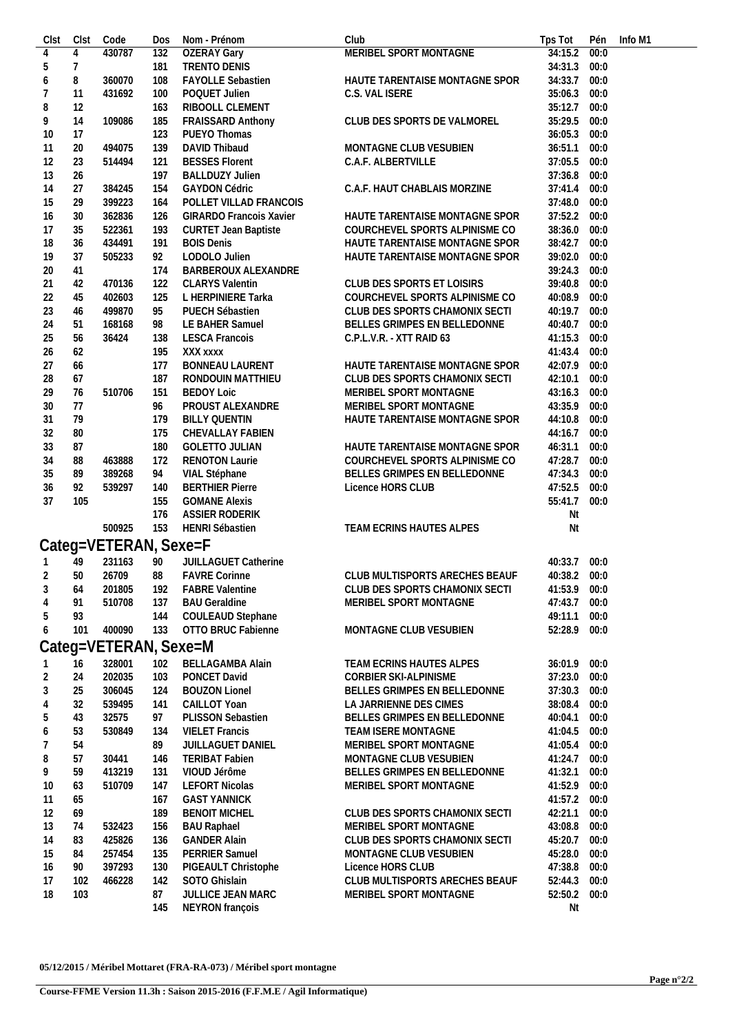| Clst | Clst | Code | Dos | Nom - Prénom | Club | Tps Tot | Pén | Info M1 |
|---|---|---|---|---|---|---|---|---|
| 4 | 4 | 430787 | 132 | OZERAY Gary | MERIBEL SPORT MONTAGNE | 34:15.2 | 00:0 | |
| 5 | 7 | | 181 | TRENTO DENIS | | 34:31.3 | 00:0 | |
| 6 | 8 | 360070 | 108 | FAYOLLE Sebastien | HAUTE TARENTAISE MONTAGNE SPOR | 34:33.7 | 00:0 | |
| 7 | 11 | 431692 | 100 | POQUET Julien | C.S. VAL ISERE | 35:06.3 | 00:0 | |
| 8 | 12 | | 163 | RIBOOLL CLEMENT | | 35:12.7 | 00:0 | |
| 9 | 14 | 109086 | 185 | FRAISSARD Anthony | CLUB DES SPORTS DE VALMOREL | 35:29.5 | 00:0 | |
| 10 | 17 | | 123 | PUEYO Thomas | | 36:05.3 | 00:0 | |
| 11 | 20 | 494075 | 139 | DAVID Thibaud | MONTAGNE CLUB VESUBIEN | 36:51.1 | 00:0 | |
| 12 | 23 | 514494 | 121 | BESSES Florent | C.A.F. ALBERTVILLE | 37:05.5 | 00:0 | |
| 13 | 26 | | 197 | BALLDUZY Julien | | 37:36.8 | 00:0 | |
| 14 | 27 | 384245 | 154 | GAYDON Cédric | C.A.F. HAUT CHABLAIS MORZINE | 37:41.4 | 00:0 | |
| 15 | 29 | 399223 | 164 | POLLET VILLAD FRANCOIS | | 37:48.0 | 00:0 | |
| 16 | 30 | 362836 | 126 | GIRARDO Francois Xavier | HAUTE TARENTAISE MONTAGNE SPOR | 37:52.2 | 00:0 | |
| 17 | 35 | 522361 | 193 | CURTET Jean Baptiste | COURCHEVEL SPORTS ALPINISME CO | 38:36.0 | 00:0 | |
| 18 | 36 | 434491 | 191 | BOIS Denis | HAUTE TARENTAISE MONTAGNE SPOR | 38:42.7 | 00:0 | |
| 19 | 37 | 505233 | 92 | LODOLO Julien | HAUTE TARENTAISE MONTAGNE SPOR | 39:02.0 | 00:0 | |
| 20 | 41 | | 174 | BARBEROUX ALEXANDRE | | 39:24.3 | 00:0 | |
| 21 | 42 | 470136 | 122 | CLARYS Valentin | CLUB DES SPORTS ET LOISIRS | 39:40.8 | 00:0 | |
| 22 | 45 | 402603 | 125 | L HERPINIERE Tarka | COURCHEVEL SPORTS ALPINISME CO | 40:08.9 | 00:0 | |
| 23 | 46 | 499870 | 95 | PUECH Sébastien | CLUB DES SPORTS CHAMONIX SECTI | 40:19.7 | 00:0 | |
| 24 | 51 | 168168 | 98 | LE BAHER Samuel | BELLES GRIMPES EN BELLEDONNE | 40:40.7 | 00:0 | |
| 25 | 56 | 36424 | 138 | LESCA Francois | C.P.L.V.R. - XTT RAID 63 | 41:15.3 | 00:0 | |
| 26 | 62 | | 195 | XXX xxxx | | 41:43.4 | 00:0 | |
| 27 | 66 | | 177 | BONNEAU LAURENT | HAUTE TARENTAISE MONTAGNE SPOR | 42:07.9 | 00:0 | |
| 28 | 67 | | 187 | RONDOUIN MATTHIEU | CLUB DES SPORTS CHAMONIX SECTI | 42:10.1 | 00:0 | |
| 29 | 76 | 510706 | 151 | BEDOY Loic | MERIBEL SPORT MONTAGNE | 43:16.3 | 00:0 | |
| 30 | 77 | | 96 | PROUST ALEXANDRE | MERIBEL SPORT MONTAGNE | 43:35.9 | 00:0 | |
| 31 | 79 | | 179 | BILLY QUENTIN | HAUTE TARENTAISE MONTAGNE SPOR | 44:10.8 | 00:0 | |
| 32 | 80 | | 175 | CHEVALLAY FABIEN | | 44:16.7 | 00:0 | |
| 33 | 87 | | 180 | GOLETTO JULIAN | HAUTE TARENTAISE MONTAGNE SPOR | 46:31.1 | 00:0 | |
| 34 | 88 | 463888 | 172 | RENOTON Laurie | COURCHEVEL SPORTS ALPINISME CO | 47:28.7 | 00:0 | |
| 35 | 89 | 389268 | 94 | VIAL Stéphane | BELLES GRIMPES EN BELLEDONNE | 47:34.3 | 00:0 | |
| 36 | 92 | 539297 | 140 | BERTHIER Pierre | Licence HORS CLUB | 47:52.5 | 00:0 | |
| 37 | 105 | | 155 | GOMANE Alexis | | 55:41.7 | 00:0 | |
| | | | 176 | ASSIER RODERIK | | Nt | | |
| | | 500925 | 153 | HENRI Sébastien | TEAM ECRINS HAUTES ALPES | Nt | | |

## Categ=VETERAN, Sexe=F

| Clst | Clst | Code | Dos | Nom - Prénom | Club | Tps Tot | Pén | Info M1 |
|---|---|---|---|---|---|---|---|---|
| 1 | 49 | 231163 | 90 | JUILLAGUET Catherine | | 40:33.7 | 00:0 | |
| 2 | 50 | 26709 | 88 | FAVRE Corinne | CLUB MULTISPORTS ARECHES BEAUF | 40:38.2 | 00:0 | |
| 3 | 64 | 201805 | 192 | FABRE Valentine | CLUB DES SPORTS CHAMONIX SECTI | 41:53.9 | 00:0 | |
| 4 | 91 | 510708 | 137 | BAU Geraldine | MERIBEL SPORT MONTAGNE | 47:43.7 | 00:0 | |
| 5 | 93 | | 144 | COULEAUD Stephane | | 49:11.1 | 00:0 | |
| 6 | 101 | 400090 | 133 | OTTO BRUC Fabienne | MONTAGNE CLUB VESUBIEN | 52:28.9 | 00:0 | |

## Categ=VETERAN, Sexe=M

| Clst | Clst | Code | Dos | Nom - Prénom | Club | Tps Tot | Pén | Info M1 |
|---|---|---|---|---|---|---|---|---|
| 1 | 16 | 328001 | 102 | BELLAGAMBA Alain | TEAM ECRINS HAUTES ALPES | 36:01.9 | 00:0 | |
| 2 | 24 | 202035 | 103 | PONCET David | CORBIER SKI-ALPINISME | 37:23.0 | 00:0 | |
| 3 | 25 | 306045 | 124 | BOUZON Lionel | BELLES GRIMPES EN BELLEDONNE | 37:30.3 | 00:0 | |
| 4 | 32 | 539495 | 141 | CAILLOT Yoan | LA JARRIENNE DES CIMES | 38:08.4 | 00:0 | |
| 5 | 43 | 32575 | 97 | PLISSON Sebastien | BELLES GRIMPES EN BELLEDONNE | 40:04.1 | 00:0 | |
| 6 | 53 | 530849 | 134 | VIELET Francis | TEAM ISERE MONTAGNE | 41:04.5 | 00:0 | |
| 7 | 54 | | 89 | JUILLAGUET DANIEL | MERIBEL SPORT MONTAGNE | 41:05.4 | 00:0 | |
| 8 | 57 | 30441 | 146 | TERIBAT Fabien | MONTAGNE CLUB VESUBIEN | 41:24.7 | 00:0 | |
| 9 | 59 | 413219 | 131 | VIOUD Jérôme | BELLES GRIMPES EN BELLEDONNE | 41:32.1 | 00:0 | |
| 10 | 63 | 510709 | 147 | LEFORT Nicolas | MERIBEL SPORT MONTAGNE | 41:52.9 | 00:0 | |
| 11 | 65 | | 167 | GAST YANNICK | | 41:57.2 | 00:0 | |
| 12 | 69 | | 189 | BENOIT MICHEL | CLUB DES SPORTS CHAMONIX SECTI | 42:21.1 | 00:0 | |
| 13 | 74 | 532423 | 156 | BAU Raphael | MERIBEL SPORT MONTAGNE | 43:08.8 | 00:0 | |
| 14 | 83 | 425826 | 136 | GANDER Alain | CLUB DES SPORTS CHAMONIX SECTI | 45:20.7 | 00:0 | |
| 15 | 84 | 257454 | 135 | PERRIER Samuel | MONTAGNE CLUB VESUBIEN | 45:28.0 | 00:0 | |
| 16 | 90 | 397293 | 130 | PIGEAULT Christophe | Licence HORS CLUB | 47:38.8 | 00:0 | |
| 17 | 102 | 466228 | 142 | SOTO Ghislain | CLUB MULTISPORTS ARECHES BEAUF | 52:44.3 | 00:0 | |
| 18 | 103 | | 87 | JULLICE JEAN MARC | MERIBEL SPORT MONTAGNE | 52:50.2 | 00:0 | |
| | | | 145 | NEYRON françois | | Nt | | |

**05/12/2015 / Méribel Mottaret (FRA-RA-073) / Méribel sport montagne**

**Course-FFME Version 11.3h : Saison 2015-2016 (F.F.M.E / Agil Informatique)**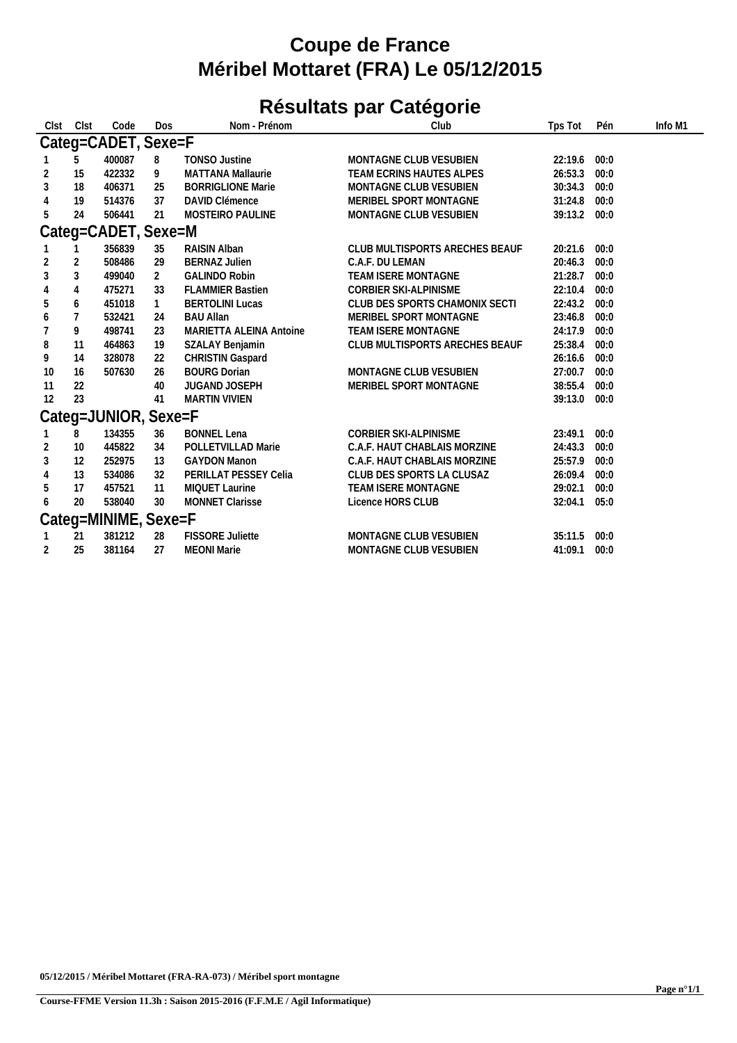# Coupe de France

# Méribel Mottaret (FRA) Le 05/12/2015

## Résultats par Catégorie

| Clst | Clst | Code | Dos | Nom - Prénom | Club | Tps Tot | Pén | Info M1 |
|---|---|---|---|---|---|---|---|---|
| **Categ=CADET, Sexe=F** | | | | | | | | |
| 1 | 5 | 400087 | 8 | TONSO Justine | MONTAGNE CLUB VESUBIEN | 22:19.6 | 00:0 | |
| 2 | 15 | 422332 | 9 | MATTANA Mallaurie | TEAM ECRINS HAUTES ALPES | 26:53.3 | 00:0 | |
| 3 | 18 | 406371 | 25 | BORRIGLIONE Marie | MONTAGNE CLUB VESUBIEN | 30:34.3 | 00:0 | |
| 4 | 19 | 514376 | 37 | DAVID Clémence | MERIBEL SPORT MONTAGNE | 31:24.8 | 00:0 | |
| 5 | 24 | 506441 | 21 | MOSTEIRO PAULINE | MONTAGNE CLUB VESUBIEN | 39:13.2 | 00:0 | |
| **Categ=CADET, Sexe=M** | | | | | | | | |
| 1 | 1 | 356839 | 35 | RAISIN Alban | CLUB MULTISPORTS ARECHES BEAUF | 20:21.6 | 00:0 | |
| 2 | 2 | 508486 | 29 | BERNAZ Julien | C.A.F. DU LEMAN | 20:46.3 | 00:0 | |
| 3 | 3 | 499040 | 2 | GALINDO Robin | TEAM ISERE MONTAGNE | 21:28.7 | 00:0 | |
| 4 | 4 | 475271 | 33 | FLAMMIER Bastien | CORBIER SKI-ALPINISME | 22:10.4 | 00:0 | |
| 5 | 6 | 451018 | 1 | BERTOLINI Lucas | CLUB DES SPORTS CHAMONIX SECTI | 22:43.2 | 00:0 | |
| 6 | 7 | 532421 | 24 | BAU Allan | MERIBEL SPORT MONTAGNE | 23:46.8 | 00:0 | |
| 7 | 9 | 498741 | 23 | MARIETTA ALEINA Antoine | TEAM ISERE MONTAGNE | 24:17.9 | 00:0 | |
| 8 | 11 | 464863 | 19 | SZALAY Benjamin | CLUB MULTISPORTS ARECHES BEAUF | 25:38.4 | 00:0 | |
| 9 | 14 | 328078 | 22 | CHRISTIN Gaspard | | 26:16.6 | 00:0 | |
| 10 | 16 | 507630 | 26 | BOURG Dorian | MONTAGNE CLUB VESUBIEN | 27:00.7 | 00:0 | |
| 11 | 22 | | 40 | JUGAND JOSEPH | MERIBEL SPORT MONTAGNE | 38:55.4 | 00:0 | |
| 12 | 23 | | 41 | MARTIN VIVIEN | | 39:13.0 | 00:0 | |
| **Categ=JUNIOR, Sexe=F** | | | | | | | | |
| 1 | 8 | 134355 | 36 | BONNEL Lena | CORBIER SKI-ALPINISME | 23:49.1 | 00:0 | |
| 2 | 10 | 445822 | 34 | POLLETVILLAD Marie | C.A.F. HAUT CHABLAIS MORZINE | 24:43.3 | 00:0 | |
| 3 | 12 | 252975 | 13 | GAYDON Manon | C.A.F. HAUT CHABLAIS MORZINE | 25:57.9 | 00:0 | |
| 4 | 13 | 534086 | 32 | PERILLAT PESSEY Celia | CLUB DES SPORTS LA CLUSAZ | 26:09.4 | 00:0 | |
| 5 | 17 | 457521 | 11 | MIQUET Laurine | TEAM ISERE MONTAGNE | 29:02.1 | 00:0 | |
| 6 | 20 | 538040 | 30 | MONNET Clarisse | Licence HORS CLUB | 32:04.1 | 05:0 | |
| **Categ=MINIME, Sexe=F** | | | | | | | | |
| 1 | 21 | 381212 | 28 | FISSORE Juliette | MONTAGNE CLUB VESUBIEN | 35:11.5 | 00:0 | |
| 2 | 25 | 381164 | 27 | MEONI Marie | MONTAGNE CLUB VESUBIEN | 41:09.1 | 00:0 | |

**05/12/2015 / Méribel Mottaret (FRA-RA-073) / Méribel sport montagne**

**Course-FFME Version 11.3h : Saison 2015-2016 (F.F.M.E / Agil Informatique)**